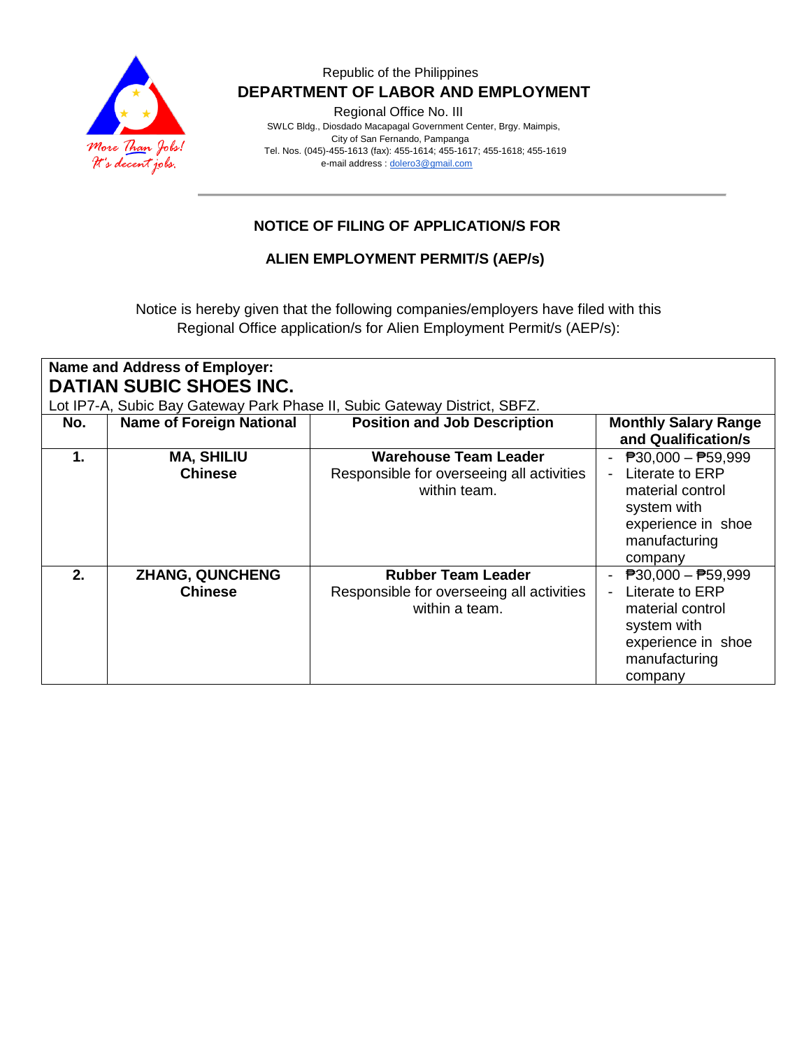Republic of the Philippines

**DEPARTMENT OF LABOR AND EMPLOYMENT**

Regional Office No. III

SWLC Bldg., Diosdado Macapagal Government Center, Brgy. Maimpis,
City of San Fernando, Pampanga
Tel. Nos. (045)-455-1613 (fax): 455-1614; 455-1617; 455-1618; 455-1619
e-mail address : dolero3@gmail.com

More Than Jobs! It's decent jobs.

## NOTICE OF FILING OF APPLICATION/S FOR

## ALIEN EMPLOYMENT PERMIT/S (AEP/s)

Notice is hereby given that the following companies/employers have filed with this Regional Office application/s for Alien Employment Permit/s (AEP/s):

**Name and Address of Employer:**
**DATIAN SUBIC SHOES INC.**
Lot IP7-A, Subic Bay Gateway Park Phase II, Subic Gateway District, SBFZ.

| No. | Name of Foreign National | Position and Job Description | Monthly Salary Range and Qualification/s |
|---|---|---|---|
| **1.** | **MA, SHILIU**<br>**Chinese** | **Warehouse Team Leader**<br>Responsible for overseeing all activities within team. | - ₱30,000 – ₱59,999<br>- Literate to ERP material control system with experience in shoe manufacturing company |
| **2.** | **ZHANG, QUNCHENG**<br>**Chinese** | **Rubber Team Leader**<br>Responsible for overseeing all activities within a team. | - ₱30,000 – ₱59,999<br>- Literate to ERP material control system with experience in shoe manufacturing company |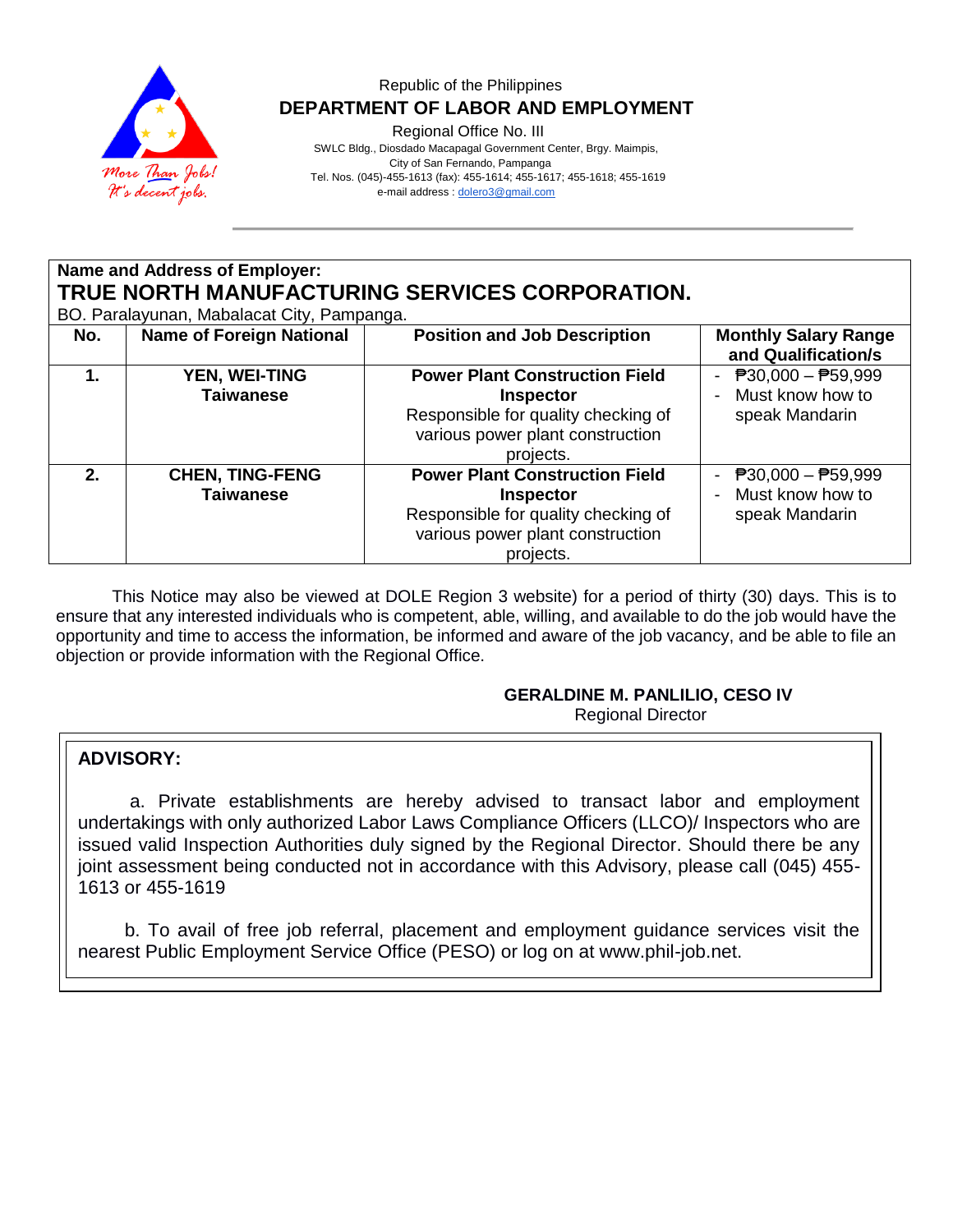Republic of the Philippines
**DEPARTMENT OF LABOR AND EMPLOYMENT**
Regional Office No. III
SWLC Bldg., Diosdado Macapagal Government Center, Brgy. Maimpis,
City of San Fernando, Pampanga
Tel. Nos. (045)-455-1613 (fax): 455-1614; 455-1617; 455-1618; 455-1619
e-mail address : dolero3@gmail.com

**Name and Address of Employer:**
## TRUE NORTH MANUFACTURING SERVICES CORPORATION.
BO. Paralayunan, Mabalacat City, Pampanga.

| No. | Name of Foreign National | Position and Job Description | Monthly Salary Range and Qualification/s |
|---|---|---|---|
| **1.** | **YEN, WEI-TING**<br>**Taiwanese** | **Power Plant Construction Field Inspector**<br>Responsible for quality checking of various power plant construction projects. | - ₱30,000 – ₱59,999<br>- Must know how to speak Mandarin |
| **2.** | **CHEN, TING-FENG**<br>**Taiwanese** | **Power Plant Construction Field Inspector**<br>Responsible for quality checking of various power plant construction projects. | - ₱30,000 – ₱59,999<br>- Must know how to speak Mandarin |

This Notice may also be viewed at DOLE Region 3 website) for a period of thirty (30) days. This is to ensure that any interested individuals who is competent, able, willing, and available to do the job would have the opportunity and time to access the information, be informed and aware of the job vacancy, and be able to file an objection or provide information with the Regional Office.

**GERALDINE M. PANLILIO, CESO IV**
Regional Director

**ADVISORY:**

a. Private establishments are hereby advised to transact labor and employment undertakings with only authorized Labor Laws Compliance Officers (LLCO)/ Inspectors who are issued valid Inspection Authorities duly signed by the Regional Director. Should there be any joint assessment being conducted not in accordance with this Advisory, please call (045) 455-1613 or 455-1619

b. To avail of free job referral, placement and employment guidance services visit the nearest Public Employment Service Office (PESO) or log on at www.phil-job.net.